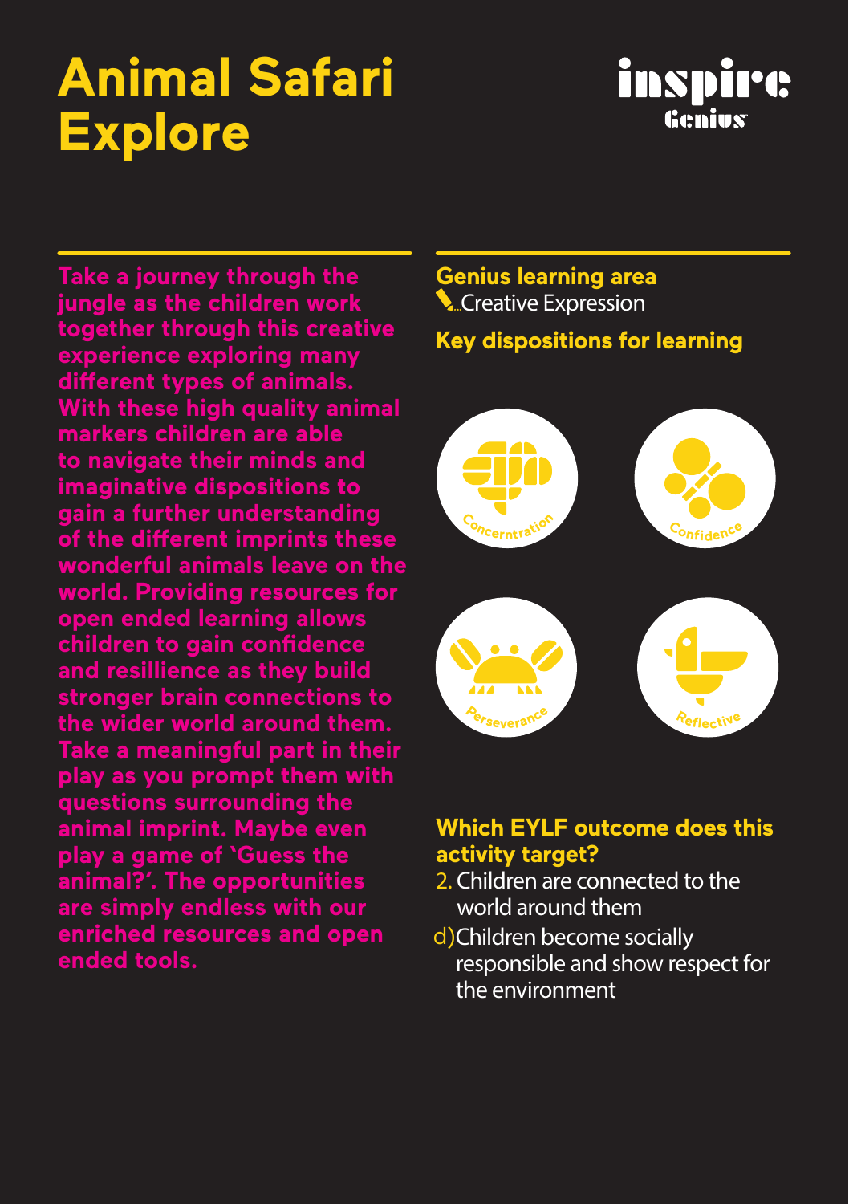# Animal Safari Explore

inspire Genius

Take a journey through the jungle as the children work together through this creative experience exploring many different types of animals. With these high quality animal markers children are able to navigate their minds and imaginative dispositions to gain a further understanding of the different imprints these wonderful animals leave on the world. Providing resources for open ended learning allows children to gain confidence and resillience as they build stronger brain connections to the wider world around them. Take a meaningful part in their play as you prompt them with questions surrounding the animal imprint. Maybe even play a game of 'Guess the animal?'. The opportunities are simply endless with our enriched resources and open ended tools.

## Genius learning area

Creative Expression

## Key dispositions for learning

Concerntration

Confidence

Perseverance

Reflective

## Which EYLF outcome does this activity target?

2. Children are connected to the world around them

d) Children become socially responsible and show respect for the environment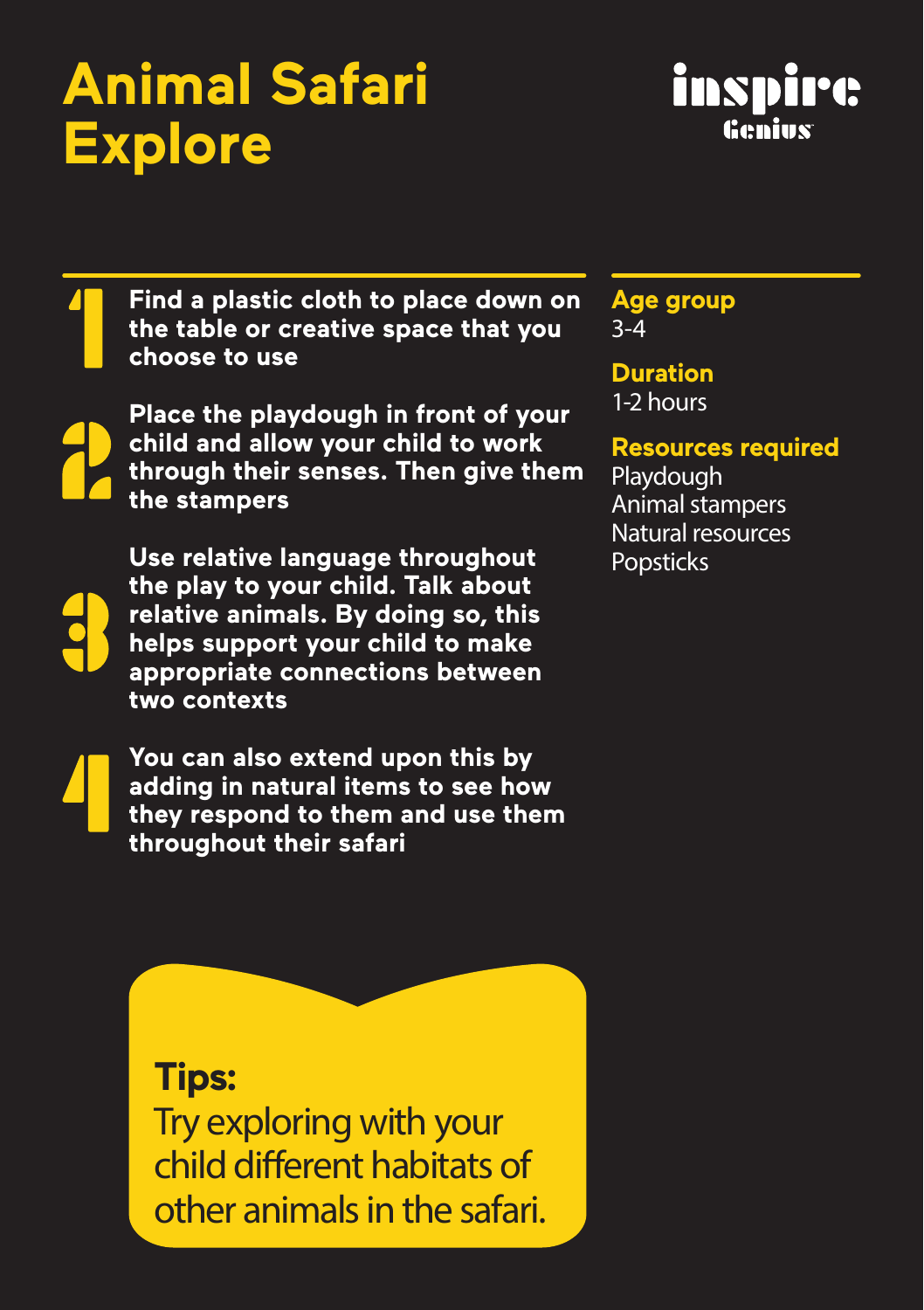# Animal Safari Explore

inspire Genius

1. Find a plastic cloth to place down on the table or creative space that you choose to use

2. Place the playdough in front of your child and allow your child to work through their senses. Then give them the stampers

3. Use relative language throughout the play to your child. Talk about relative animals. By doing so, this helps support your child to make appropriate connections between two contexts

4. You can also extend upon this by adding in natural items to see how they respond to them and use them throughout their safari

**Age group**
3-4

**Duration**
1-2 hours

**Resources required**
Playdough
Animal stampers
Natural resources
Popsticks

**Tips:**
Try exploring with your child different habitats of other animals in the safari.